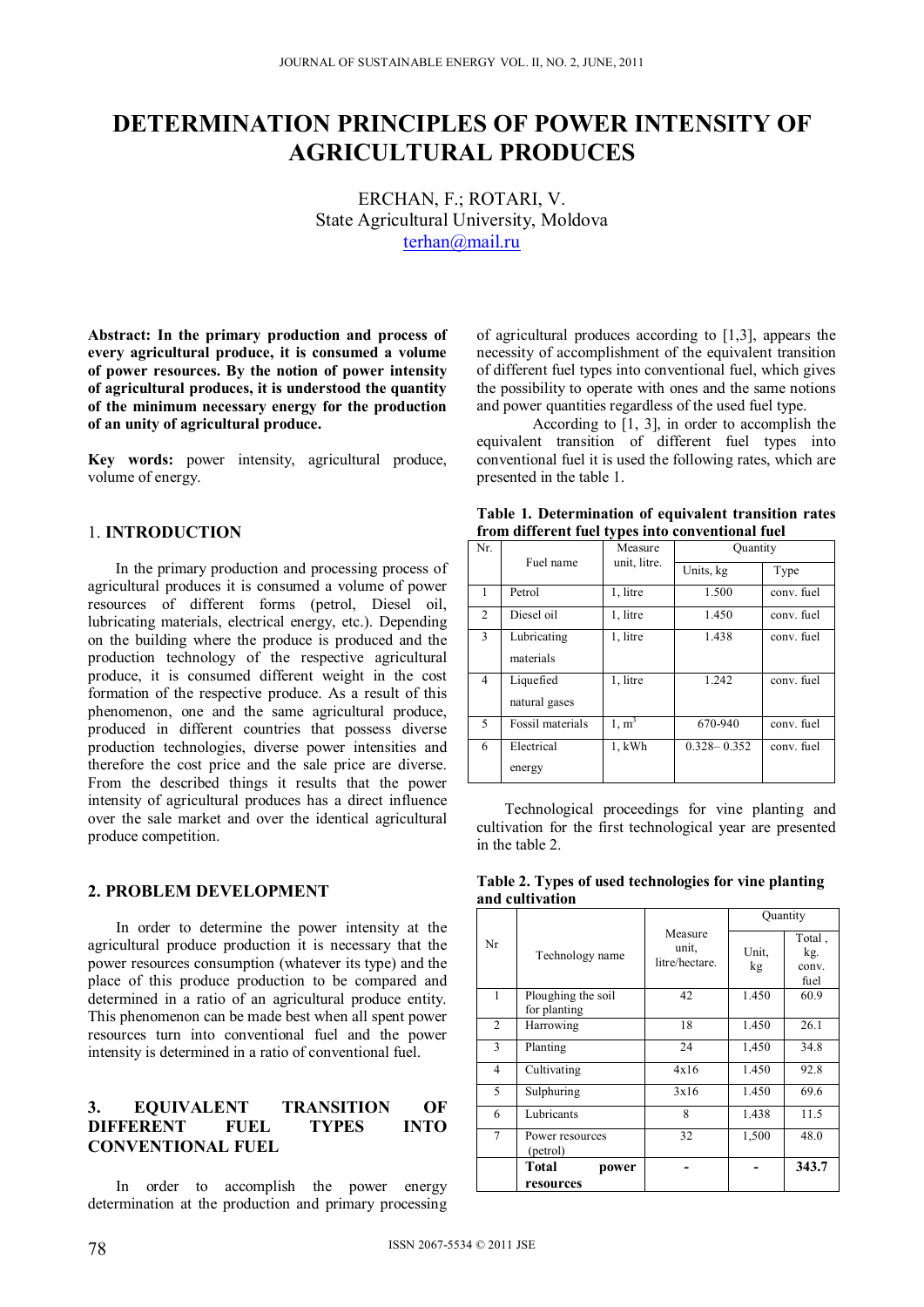# DETERMINATION PRINCIPLES OF POWER INTENSITY OF AGRICULTURAL PRODUCES

ERCHAN, F.; ROTARI, V.
State Agricultural University, Moldova
terhan@mail.ru

**Abstract: In the primary production and process of every agricultural produce, it is consumed a volume of power resources. By the notion of power intensity of agricultural produces, it is understood the quantity of the minimum necessary energy for the production of an unity of agricultural produce.**

**Key words:** power intensity, agricultural produce, volume of energy.

## 1. INTRODUCTION

In the primary production and processing process of agricultural produces it is consumed a volume of power resources of different forms (petrol, Diesel oil, lubricating materials, electrical energy, etc.). Depending on the building where the produce is produced and the production technology of the respective agricultural produce, it is consumed different weight in the cost formation of the respective produce. As a result of this phenomenon, one and the same agricultural produce, produced in different countries that possess diverse production technologies, diverse power intensities and therefore the cost price and the sale price are diverse. From the described things it results that the power intensity of agricultural produces has a direct influence over the sale market and over the identical agricultural produce competition.

## 2. PROBLEM DEVELOPMENT

In order to determine the power intensity at the agricultural produce production it is necessary that the power resources consumption (whatever its type) and the place of this produce production to be compared and determined in a ratio of an agricultural produce entity. This phenomenon can be made best when all spent power resources turn into conventional fuel and the power intensity is determined in a ratio of conventional fuel.

## 3. EQUIVALENT TRANSITION OF DIFFERENT FUEL TYPES INTO CONVENTIONAL FUEL

In order to accomplish the power energy determination at the production and primary processing of agricultural produces according to [1,3], appears the necessity of accomplishment of the equivalent transition of different fuel types into conventional fuel, which gives the possibility to operate with ones and the same notions and power quantities regardless of the used fuel type.

According to [1, 3], in order to accomplish the equivalent transition of different fuel types into conventional fuel it is used the following rates, which are presented in the table 1.

**Table 1. Determination of equivalent transition rates from different fuel types into conventional fuel**

| Nr. | Fuel name | Measure unit, litre. | Quantity | |
|---|---|---|---|---|
| | | | Units, kg | Type |
| 1 | Petrol | 1, litre | 1.500 | conv. fuel |
| 2 | Diesel oil | 1, litre | 1.450 | conv. fuel |
| 3 | Lubricating materials | 1, litre | 1.438 | conv. fuel |
| 4 | Liquefied natural gases | 1, litre | 1.242 | conv. fuel |
| 5 | Fossil materials | 1, $m^3$ | 670-940 | conv. fuel |
| 6 | Electrical energy | 1, kWh | 0.328– 0.352 | conv. fuel |

Technological proceedings for vine planting and cultivation for the first technological year are presented in the table 2.

**Table 2. Types of used technologies for vine planting and cultivation**

| Nr | Technology name | Measure unit, litre/hectare. | Quantity | |
|---|---|---|---|---|
| | | | Unit, kg | Total , kg. conv. fuel |
| 1 | Ploughing the soil for planting | 42 | 1.450 | 60.9 |
| 2 | Harrowing | 18 | 1.450 | 26.1 |
| 3 | Planting | 24 | 1,450 | 34.8 |
| 4 | Cultivating | 4x16 | 1.450 | 92.8 |
| 5 | Sulphuring | 3x16 | 1.450 | 69.6 |
| 6 | Lubricants | 8 | 1.438 | 11.5 |
| 7 | Power resources (petrol) | 32 | 1,500 | 48.0 |
| | **Total power resources** | - | - | **343.7** |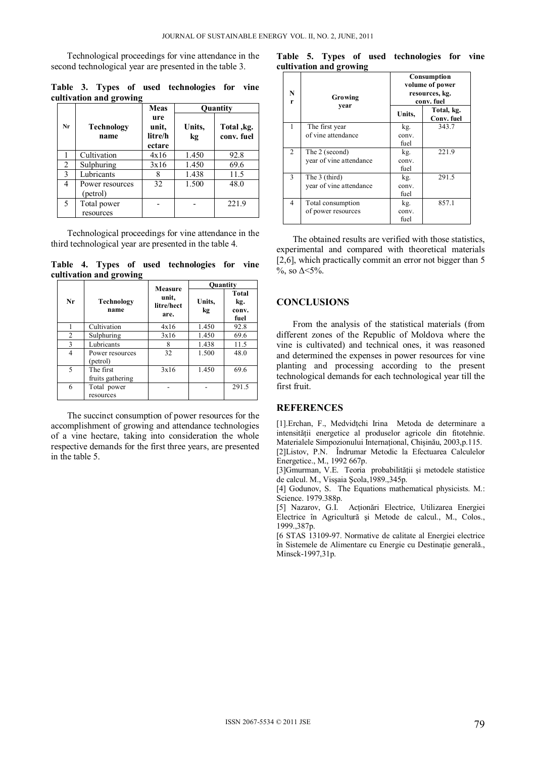Technological proceedings for vine attendance in the second technological year are presented in the table 3.

**Table 3. Types of used technologies for vine cultivation and growing**

| Nr | Technology name | Measure unit, litre/hectare | Quantity | |
|---|---|---|---|---|
| | | | Units, kg | Total ,kg. conv. fuel |
| 1 | Cultivation | 4x16 | 1.450 | 92.8 |
| 2 | Sulphuring | 3x16 | 1.450 | 69.6 |
| 3 | Lubricants | 8 | 1.438 | 11.5 |
| 4 | Power resources (petrol) | 32 | 1.500 | 48.0 |
| 5 | Total power resources | - | - | 221.9 |

Technological proceedings for vine attendance in the third technological year are presented in the table 4.

**Table 4. Types of used technologies for vine cultivation and growing**

| Nr | Technology name | Measure unit, litre/hect are. | Quantity | |
|---|---|---|---|---|
| | | | Units, kg | Total kg. conv. fuel |
| 1 | Cultivation | 4x16 | 1.450 | 92.8 |
| 2 | Sulphuring | 3x16 | 1.450 | 69.6 |
| 3 | Lubricants | 8 | 1.438 | 11.5 |
| 4 | Power resources (petrol) | 32 | 1.500 | 48.0 |
| 5 | The first fruits gathering | 3x16 | 1.450 | 69.6 |
| 6 | Total power resources | - | - | 291.5 |

The succinct consumption of power resources for the accomplishment of growing and attendance technologies of a vine hectare, taking into consideration the whole respective demands for the first three years, are presented in the table 5.

**Table 5. Types of used technologies for vine cultivation and growing**

| Nr | Growing year | Consumption volume of power resources, kg. conv. fuel | |
|---|---|---|---|
| | | Units, | Total, kg. Conv. fuel |
| 1 | The first year of vine attendance | kg. conv. fuel | 343.7 |
| 2 | The 2 (second) year of vine attendance | kg. conv. fuel | 221.9 |
| 3 | The 3 (third) year of vine attendance | kg. conv. fuel | 291.5 |
| 4 | Total consumption of power resources | kg. conv. fuel | 857.1 |

The obtained results are verified with those statistics, experimental and compared with theoretical materials [2,6], which practically commit an error not bigger than 5 %, so $\Delta$<5%.

## CONCLUSIONS

From the analysis of the statistical materials (from different zones of the Republic of Moldova where the vine is cultivated) and technical ones, it was reasoned and determined the expenses in power resources for vine planting and processing according to the present technological demands for each technological year till the first fruit.

## REFERENCES

[1].Erchan, F., Medvidţchi Irina Metoda de determinare a intensităţii energetice al produselor agricole din fitotehnie. Materialele Simpozionului Internaţional, Chişinău, 2003,p.115.

[2]Listov, P.N. Îndrumar Metodic la Efectuarea Calculelor Energetice., M., 1992 667p.

[3]Gmurman, V.E. Teoria probabilităţii şi metodele statistice de calcul. M., Visşaia Şcola,1989.,345p.

[4] Godunov, S. The Equations mathematical physicists. M.: Science. 1979.388p.

[5] Nazarov, G.I. Acţionări Electrice, Utilizarea Energiei Electrice în Agricultură şi Metode de calcul., M., Colos., 1999.,387p.

[6 STAS 13109-97. Normative de calitate al Energiei electrice în Sistemele de Alimentare cu Energie cu Destinaţie generală., Minsck-1997,31p.